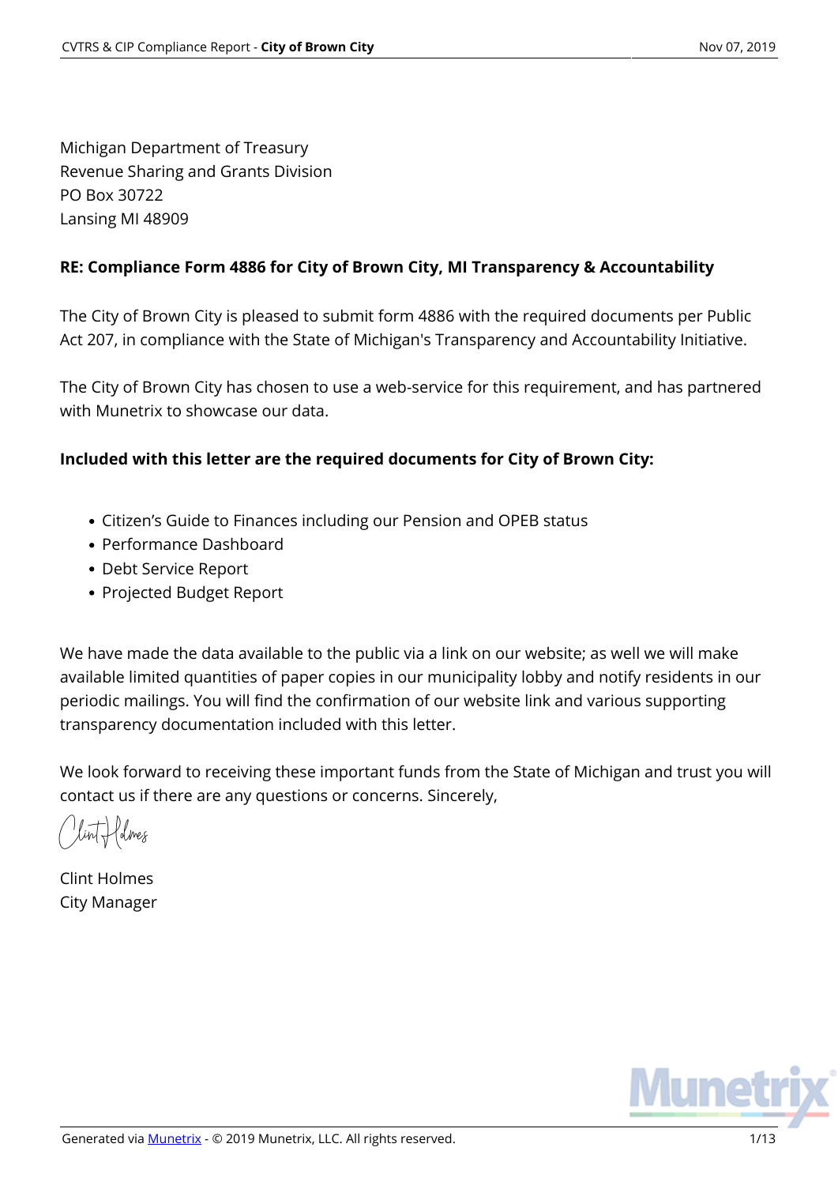Michigan Department of Treasury
Revenue Sharing and Grants Division
PO Box 30722
Lansing MI 48909

**RE: Compliance Form 4886 for City of Brown City, MI Transparency & Accountability**

The City of Brown City is pleased to submit form 4886 with the required documents per Public Act 207, in compliance with the State of Michigan's Transparency and Accountability Initiative.

The City of Brown City has chosen to use a web-service for this requirement, and has partnered with Munetrix to showcase our data.

**Included with this letter are the required documents for City of Brown City:**

- Citizen's Guide to Finances including our Pension and OPEB status
- Performance Dashboard
- Debt Service Report
- Projected Budget Report

We have made the data available to the public via a link on our website; as well we will make available limited quantities of paper copies in our municipality lobby and notify residents in our periodic mailings. You will find the confirmation of our website link and various supporting transparency documentation included with this letter.

We look forward to receiving these important funds from the State of Michigan and trust you will contact us if there are any questions or concerns. Sincerely,

Clint Holmes
City Manager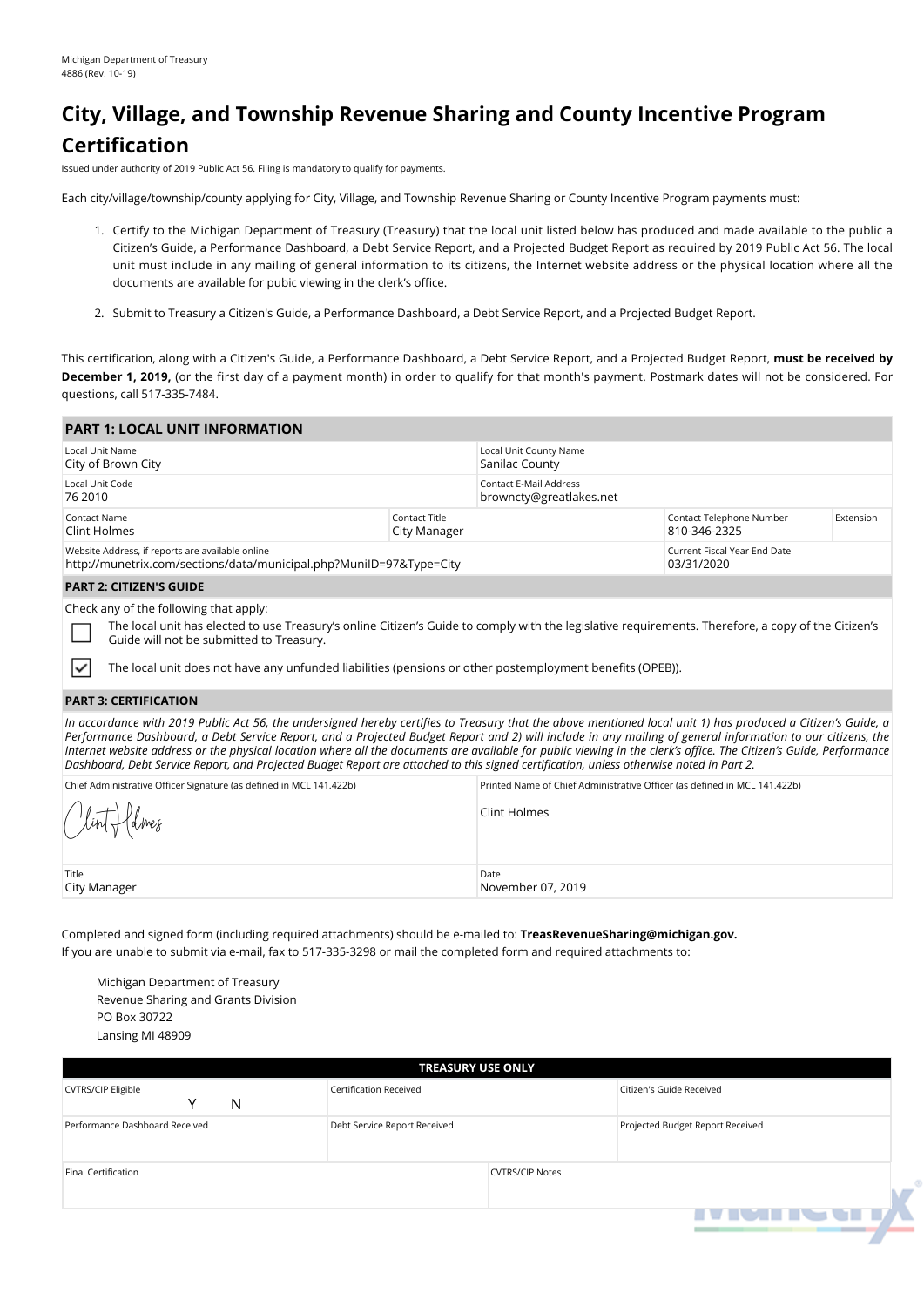Michigan Department of Treasury
4886 (Rev. 10-19)

# City, Village, and Township Revenue Sharing and County Incentive Program Certification

Issued under authority of 2019 Public Act 56. Filing is mandatory to qualify for payments.

Each city/village/township/county applying for City, Village, and Township Revenue Sharing or County Incentive Program payments must:

1. Certify to the Michigan Department of Treasury (Treasury) that the local unit listed below has produced and made available to the public a Citizen's Guide, a Performance Dashboard, a Debt Service Report, and a Projected Budget Report as required by 2019 Public Act 56. The local unit must include in any mailing of general information to its citizens, the Internet website address or the physical location where all the documents are available for pubic viewing in the clerk's office.
2. Submit to Treasury a Citizen's Guide, a Performance Dashboard, a Debt Service Report, and a Projected Budget Report.

This certification, along with a Citizen's Guide, a Performance Dashboard, a Debt Service Report, and a Projected Budget Report, **must be received by December 1, 2019,** (or the first day of a payment month) in order to qualify for that month's payment. Postmark dates will not be considered. For questions, call 517-335-7484.

## PART 1: LOCAL UNIT INFORMATION

| Field | Value |
|---|---|
| Local Unit Name | City of Brown City |
| Local Unit County Name | Sanilac County |
| Local Unit Code | 76 2010 |
| Contact E-Mail Address | brownctу@greatlakes.net |
| Contact Name | Clint Holmes |
| Contact Title | City Manager |
| Contact Telephone Number | 810-346-2325 |
| Extension | |
| Website Address, if reports are available online | http://munetrix.com/sections/data/municipal.php?MuniID=97&Type=City |
| Current Fiscal Year End Date | 03/31/2020 |

## PART 2: CITIZEN'S GUIDE

Check any of the following that apply:

- [ ] The local unit has elected to use Treasury's online Citizen's Guide to comply with the legislative requirements. Therefore, a copy of the Citizen's Guide will not be submitted to Treasury.
- [x] The local unit does not have any unfunded liabilities (pensions or other postemployment benefits (OPEB)).

## PART 3: CERTIFICATION

*In accordance with 2019 Public Act 56, the undersigned hereby certifies to Treasury that the above mentioned local unit 1) has produced a Citizen's Guide, a Performance Dashboard, a Debt Service Report, and a Projected Budget Report and 2) will include in any mailing of general information to our citizens, the Internet website address or the physical location where all the documents are available for public viewing in the clerk's office. The Citizen's Guide, Performance Dashboard, Debt Service Report, and Projected Budget Report are attached to this signed certification, unless otherwise noted in Part 2.*

| Chief Administrative Officer Signature (as defined in MCL 141.422b) | Printed Name of Chief Administrative Officer (as defined in MCL 141.422b) |
|---|---|
| Clint Holmes (signature) | Clint Holmes |
| **Title** | **Date** |
| City Manager | November 07, 2019 |

Completed and signed form (including required attachments) should be e-mailed to: **TreasRevenueSharing@michigan.gov.**
If you are unable to submit via e-mail, fax to 517-335-3298 or mail the completed form and required attachments to:

Michigan Department of Treasury
Revenue Sharing and Grants Division
PO Box 30722
Lansing MI 48909

| TREASURY USE ONLY | | |
|---|---|---|
| CVTRS/CIP Eligible Y N | Certification Received | Citizen's Guide Received |
| Performance Dashboard Received | Debt Service Report Received | Projected Budget Report Received |
| Final Certification | CVTRS/CIP Notes | |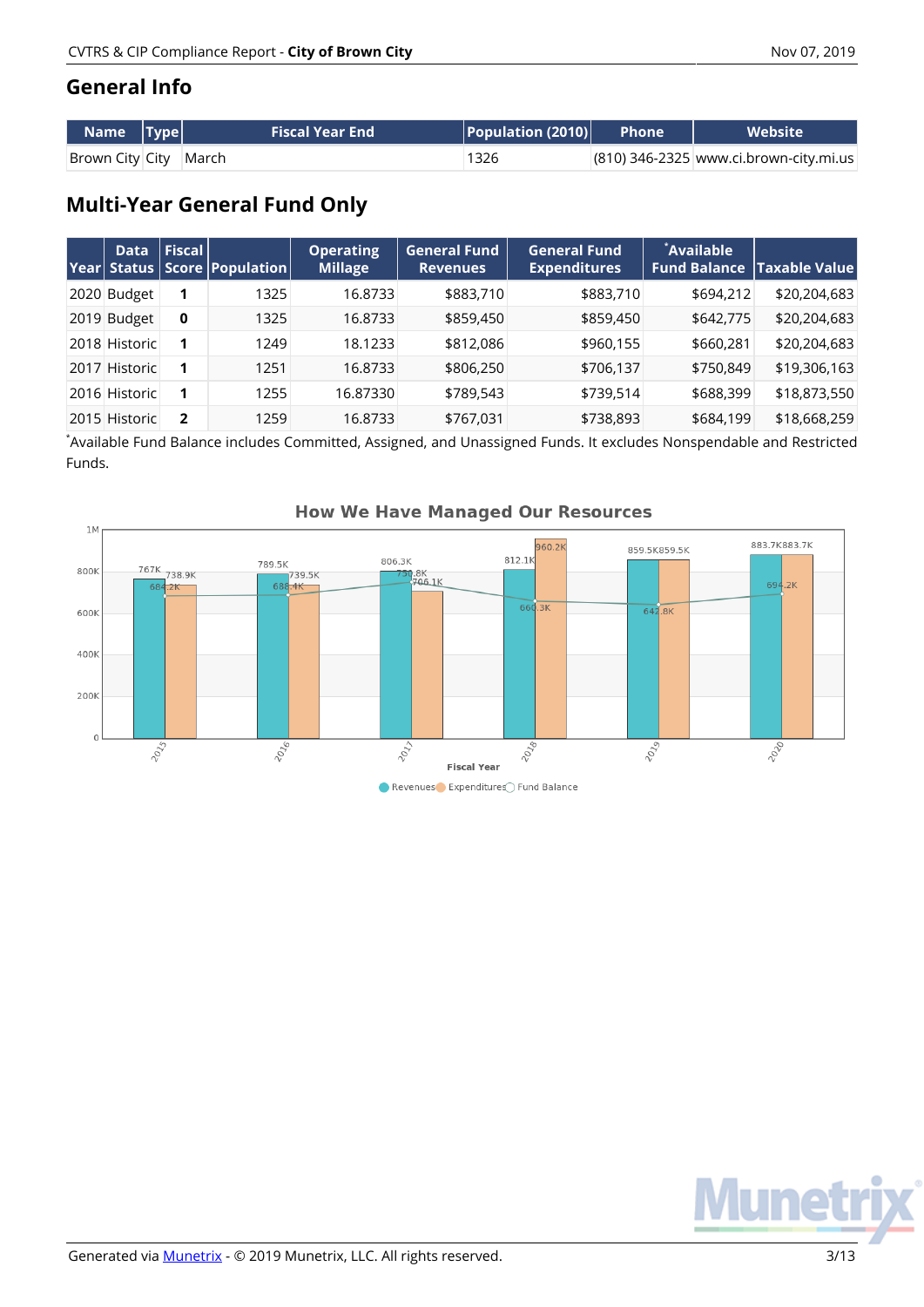## General Info

| Name | Type | Fiscal Year End | Population (2010) | Phone | Website |
|---|---|---|---|---|---|
| Brown City | City | March | 1326 | (810) 346-2325 | www.ci.brown-city.mi.us |

## Multi-Year General Fund Only

| Year | Data Status | Fiscal Score | Population | Operating Millage | General Fund Revenues | General Fund Expenditures | *Available Fund Balance | Taxable Value |
|---|---|---|---|---|---|---|---|---|
| 2020 | Budget | **1** | 1325 | 16.8733 | $883,710 | $883,710 | $694,212 | $20,204,683 |
| 2019 | Budget | **0** | 1325 | 16.8733 | $859,450 | $859,450 | $642,775 | $20,204,683 |
| 2018 | Historic | **1** | 1249 | 18.1233 | $812,086 | $960,155 | $660,281 | $20,204,683 |
| 2017 | Historic | **1** | 1251 | 16.8733 | $806,250 | $706,137 | $750,849 | $19,306,163 |
| 2016 | Historic | **1** | 1255 | 16.87330 | $789,543 | $739,514 | $688,399 | $18,873,550 |
| 2015 | Historic | **2** | 1259 | 16.8733 | $767,031 | $738,893 | $684,199 | $18,668,259 |

*Available Fund Balance includes Committed, Assigned, and Unassigned Funds. It excludes Nonspendable and Restricted Funds.

**How We Have Managed Our Resources**

| Fiscal Year | Revenues | Expenditures | Fund Balance |
|---|---|---|---|
| 2015 | 767K | 738.9K | 684.2K |
| 2016 | 789.5K | 739.5K | 688.4K |
| 2017 | 806.3K | 706.1K | 750.8K |
| 2018 | 812.1K | 960.2K | 660.3K |
| 2019 | 859.5K | 859.5K | 642.8K |
| 2020 | 883.7K | 883.7K | 694.2K |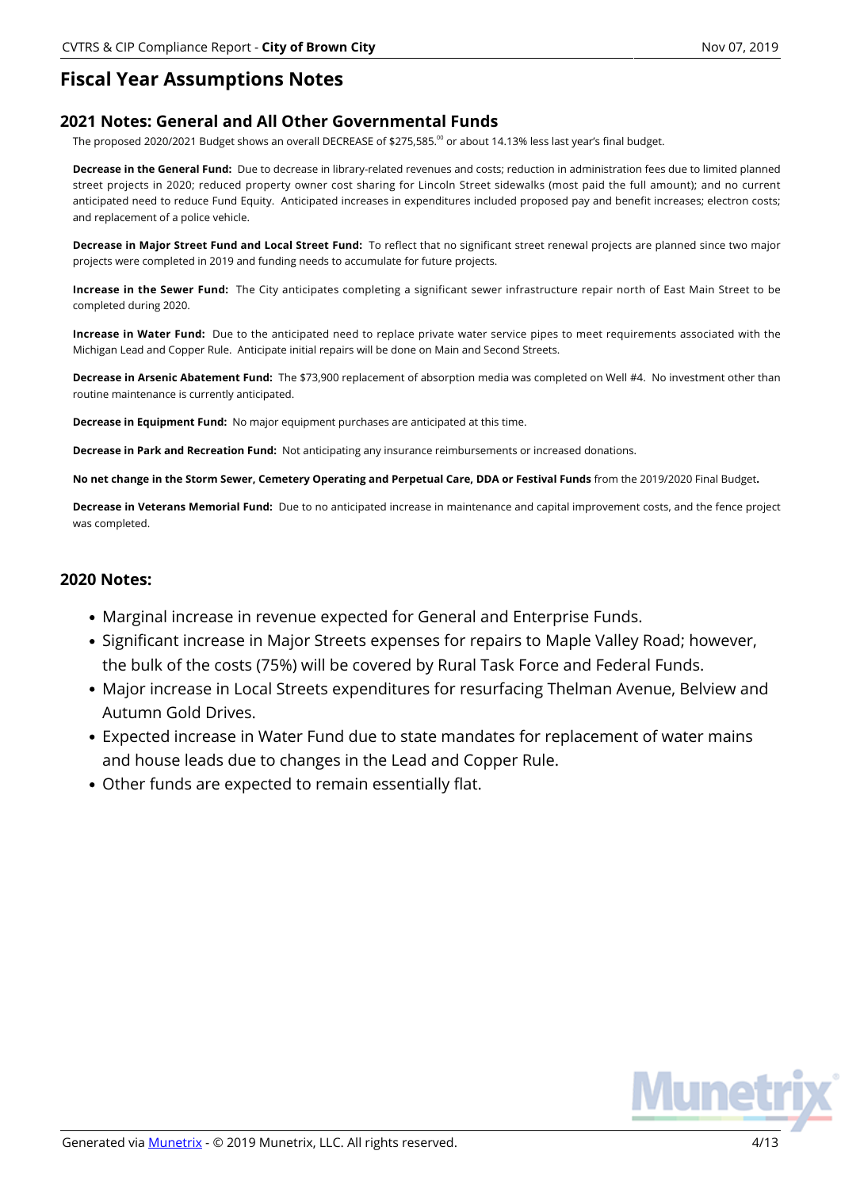# Fiscal Year Assumptions Notes

## 2021 Notes: General and All Other Governmental Funds

The proposed 2020/2021 Budget shows an overall DECREASE of $275,585.[00] or about 14.13% less last year's final budget.

**Decrease in the General Fund:** Due to decrease in library-related revenues and costs; reduction in administration fees due to limited planned street projects in 2020; reduced property owner cost sharing for Lincoln Street sidewalks (most paid the full amount); and no current anticipated need to reduce Fund Equity. Anticipated increases in expenditures included proposed pay and benefit increases; electron costs; and replacement of a police vehicle.

**Decrease in Major Street Fund and Local Street Fund:** To reflect that no significant street renewal projects are planned since two major projects were completed in 2019 and funding needs to accumulate for future projects.

**Increase in the Sewer Fund:** The City anticipates completing a significant sewer infrastructure repair north of East Main Street to be completed during 2020.

**Increase in Water Fund:** Due to the anticipated need to replace private water service pipes to meet requirements associated with the Michigan Lead and Copper Rule. Anticipate initial repairs will be done on Main and Second Streets.

**Decrease in Arsenic Abatement Fund:** The $73,900 replacement of absorption media was completed on Well #4. No investment other than routine maintenance is currently anticipated.

**Decrease in Equipment Fund:** No major equipment purchases are anticipated at this time.

**Decrease in Park and Recreation Fund:** Not anticipating any insurance reimbursements or increased donations.

**No net change in the Storm Sewer, Cemetery Operating and Perpetual Care, DDA or Festival Funds** from the 2019/2020 Final Budget**.**

**Decrease in Veterans Memorial Fund:** Due to no anticipated increase in maintenance and capital improvement costs, and the fence project was completed.

## 2020 Notes:

- Marginal increase in revenue expected for General and Enterprise Funds.
- Significant increase in Major Streets expenses for repairs to Maple Valley Road; however, the bulk of the costs (75%) will be covered by Rural Task Force and Federal Funds.
- Major increase in Local Streets expenditures for resurfacing Thelman Avenue, Belview and Autumn Gold Drives.
- Expected increase in Water Fund due to state mandates for replacement of water mains and house leads due to changes in the Lead and Copper Rule.
- Other funds are expected to remain essentially flat.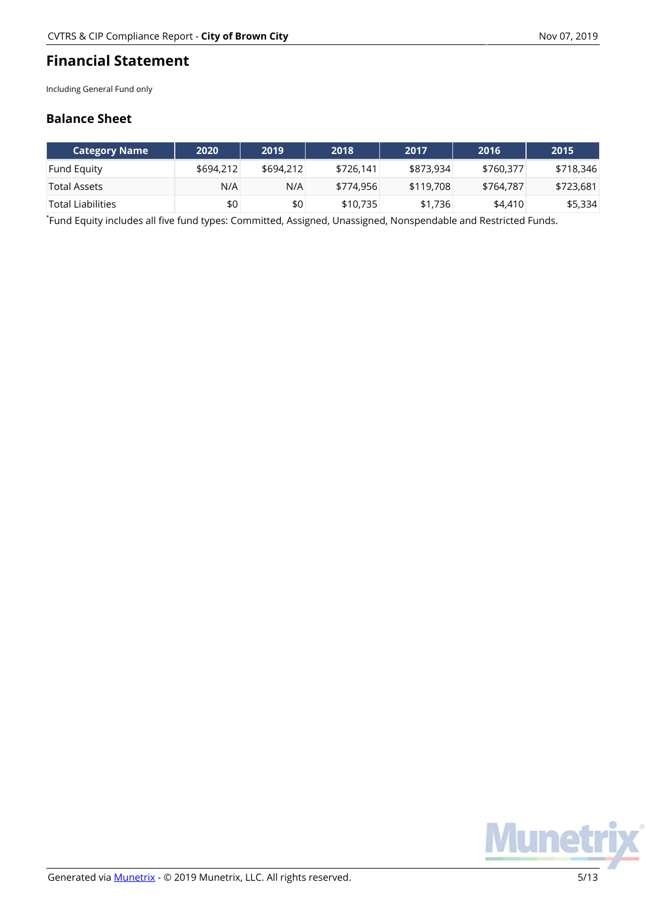# Financial Statement

Including General Fund only

## Balance Sheet

| Category Name | 2020 | 2019 | 2018 | 2017 | 2016 | 2015 |
|---|---|---|---|---|---|---|
| Fund Equity | $694,212 | $694,212 | $726,141 | $873,934 | $760,377 | $718,346 |
| Total Assets | N/A | N/A | $774,956 | $119,708 | $764,787 | $723,681 |
| Total Liabilities | $0 | $0 | $10,735 | $1,736 | $4,410 | $5,334 |

*Fund Equity includes all five fund types: Committed, Assigned, Unassigned, Nonspendable and Restricted Funds.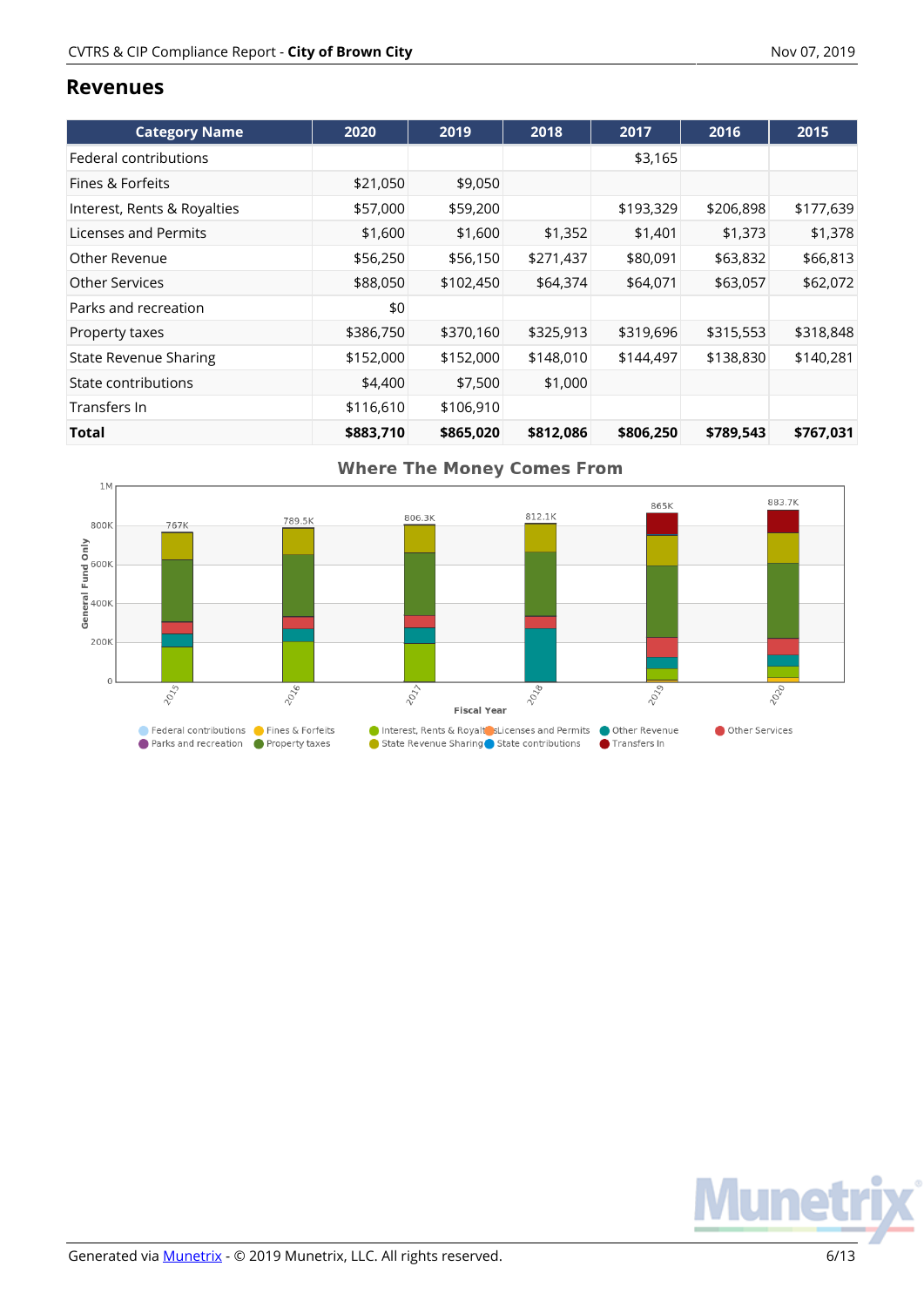## Revenues

| Category Name | 2020 | 2019 | 2018 | 2017 | 2016 | 2015 |
|---|---|---|---|---|---|---|
| Federal contributions | | | | $3,165 | | |
| Fines & Forfeits | $21,050 | $9,050 | | | | |
| Interest, Rents & Royalties | $57,000 | $59,200 | | $193,329 | $206,898 | $177,639 |
| Licenses and Permits | $1,600 | $1,600 | $1,352 | $1,401 | $1,373 | $1,378 |
| Other Revenue | $56,250 | $56,150 | $271,437 | $80,091 | $63,832 | $66,813 |
| Other Services | $88,050 | $102,450 | $64,374 | $64,071 | $63,057 | $62,072 |
| Parks and recreation | $0 | | | | | |
| Property taxes | $386,750 | $370,160 | $325,913 | $319,696 | $315,553 | $318,848 |
| State Revenue Sharing | $152,000 | $152,000 | $148,010 | $144,497 | $138,830 | $140,281 |
| State contributions | $4,400 | $7,500 | $1,000 | | | |
| Transfers In | $116,610 | $106,910 | | | | |
| **Total** | **$883,710** | **$865,020** | **$812,086** | **$806,250** | **$789,543** | **$767,031** |

**Where The Money Comes From**

Y-axis: General Fund Only (0 – 1M); X-axis: Fiscal Year

| Fiscal Year | 2015 | 2016 | 2017 | 2018 | 2019 | 2020 |
|---|---|---|---|---|---|---|
| Total | 767K | 789.5K | 806.3K | 812.1K | 865K | 883.7K |

Legend: Federal contributions, Fines & Forfeits, Interest, Rents & Royalties, Licenses and Permits, Other Revenue, Other Services, Parks and recreation, Property taxes, State Revenue Sharing, State contributions, Transfers In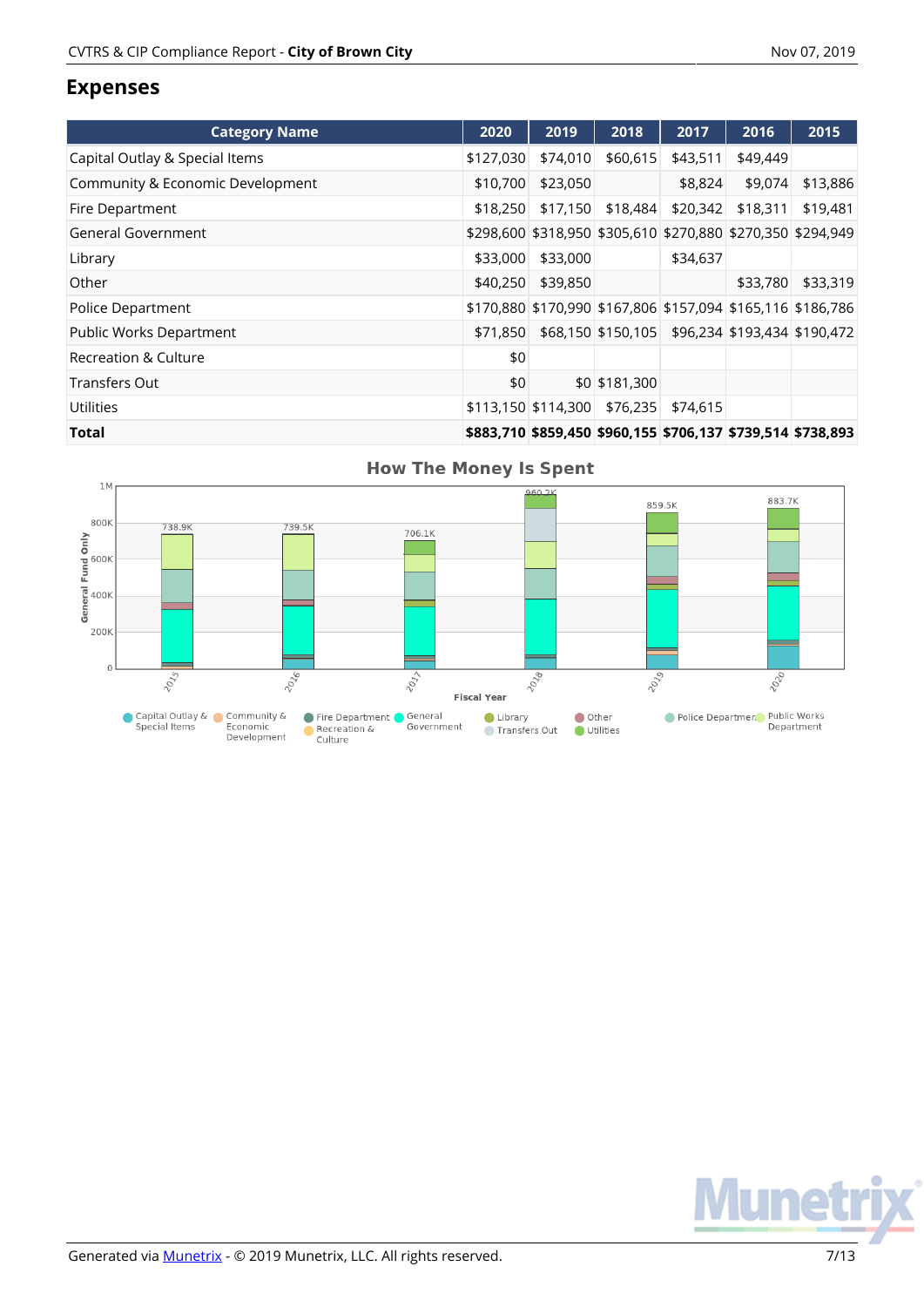## Expenses

| Category Name | 2020 | 2019 | 2018 | 2017 | 2016 | 2015 |
|---|---|---|---|---|---|---|
| Capital Outlay & Special Items | $127,030 | $74,010 | $60,615 | $43,511 | $49,449 | |
| Community & Economic Development | $10,700 | $23,050 | | $8,824 | $9,074 | $13,886 |
| Fire Department | $18,250 | $17,150 | $18,484 | $20,342 | $18,311 | $19,481 |
| General Government | $298,600 | $318,950 | $305,610 | $270,880 | $270,350 | $294,949 |
| Library | $33,000 | $33,000 | | $34,637 | | |
| Other | $40,250 | $39,850 | | | $33,780 | $33,319 |
| Police Department | $170,880 | $170,990 | $167,806 | $157,094 | $165,116 | $186,786 |
| Public Works Department | $71,850 | $68,150 | $150,105 | $96,234 | $193,434 | $190,472 |
| Recreation & Culture | $0 | | | | | |
| Transfers Out | $0 | $0 | $181,300 | | | |
| Utilities | $113,150 | $114,300 | $76,235 | $74,615 | | |
| **Total** | **$883,710** | **$859,450** | **$960,155** | **$706,137** | **$739,514** | **$738,893** |

### How The Money Is Spent

| Fiscal Year | 2015 | 2016 | 2017 | 2018 | 2019 | 2020 |
|---|---|---|---|---|---|---|
| General Fund Only | 738.9K | 739.5K | 706.1K | 960.2K | 859.5K | 883.7K |

Legend: Capital Outlay & Special Items, Community & Economic Development, Fire Department, General Government, Library, Other, Police Department, Public Works Department, Recreation & Culture, Transfers Out, Utilities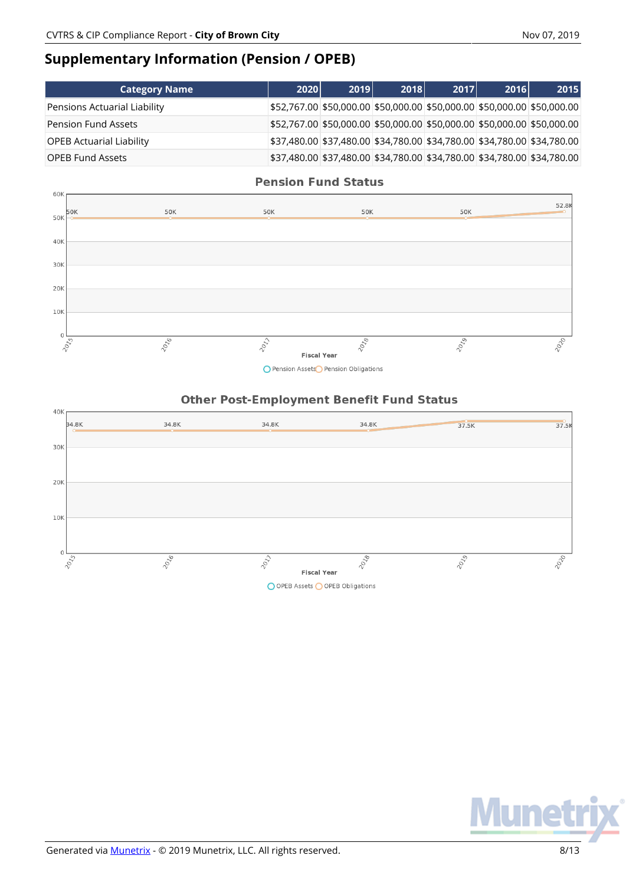## Supplementary Information (Pension / OPEB)

| Category Name | 2020 | 2019 | 2018 | 2017 | 2016 | 2015 |
|---|---|---|---|---|---|---|
| Pensions Actuarial Liability | $52,767.00 | $50,000.00 | $50,000.00 | $50,000.00 | $50,000.00 | $50,000.00 |
| Pension Fund Assets | $52,767.00 | $50,000.00 | $50,000.00 | $50,000.00 | $50,000.00 | $50,000.00 |
| OPEB Actuarial Liability | $37,480.00 | $37,480.00 | $34,780.00 | $34,780.00 | $34,780.00 | $34,780.00 |
| OPEB Fund Assets | $37,480.00 | $37,480.00 | $34,780.00 | $34,780.00 | $34,780.00 | $34,780.00 |

**Pension Fund Status**

Fiscal Year: 2015 – 50K; 2016 – 50K; 2017 – 50K; 2018 – 50K; 2019 – 50K; 2020 – 52.8K

Legend: Pension Assets, Pension Obligations

**Other Post-Employment Benefit Fund Status**

Fiscal Year: 2015 – 34.8K; 2016 – 34.8K; 2017 – 34.8K; 2018 – 34.8K; 2019 – 37.5K; 2020 – 37.5K

Legend: OPEB Assets, OPEB Obligations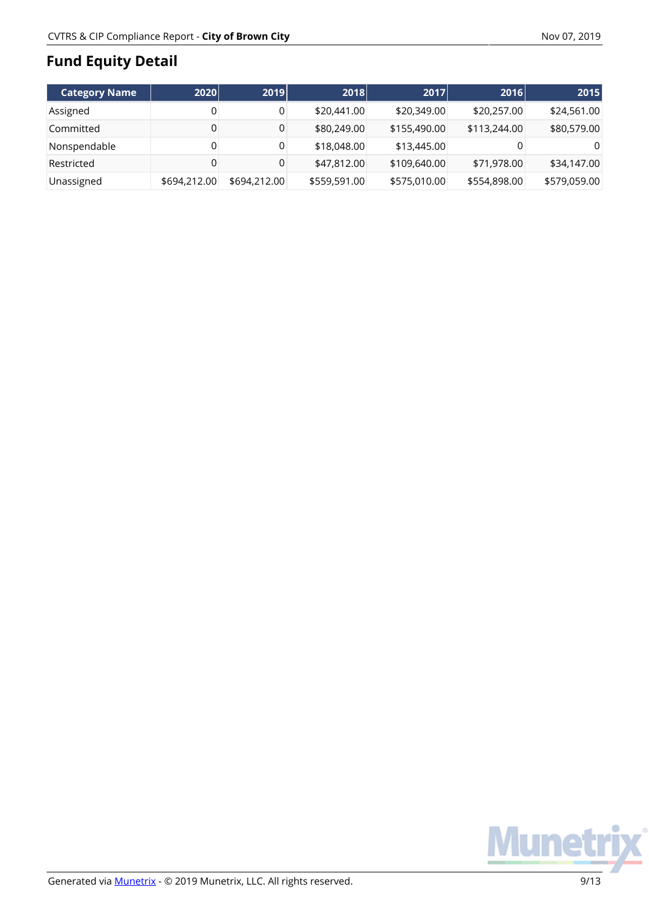# Fund Equity Detail

| Category Name | 2020 | 2019 | 2018 | 2017 | 2016 | 2015 |
|---|---|---|---|---|---|---|
| Assigned | 0 | 0 | $20,441.00 | $20,349.00 | $20,257.00 | $24,561.00 |
| Committed | 0 | 0 | $80,249.00 | $155,490.00 | $113,244.00 | $80,579.00 |
| Nonspendable | 0 | 0 | $18,048.00 | $13,445.00 | 0 | 0 |
| Restricted | 0 | 0 | $47,812.00 | $109,640.00 | $71,978.00 | $34,147.00 |
| Unassigned | $694,212.00 | $694,212.00 | $559,591.00 | $575,010.00 | $554,898.00 | $579,059.00 |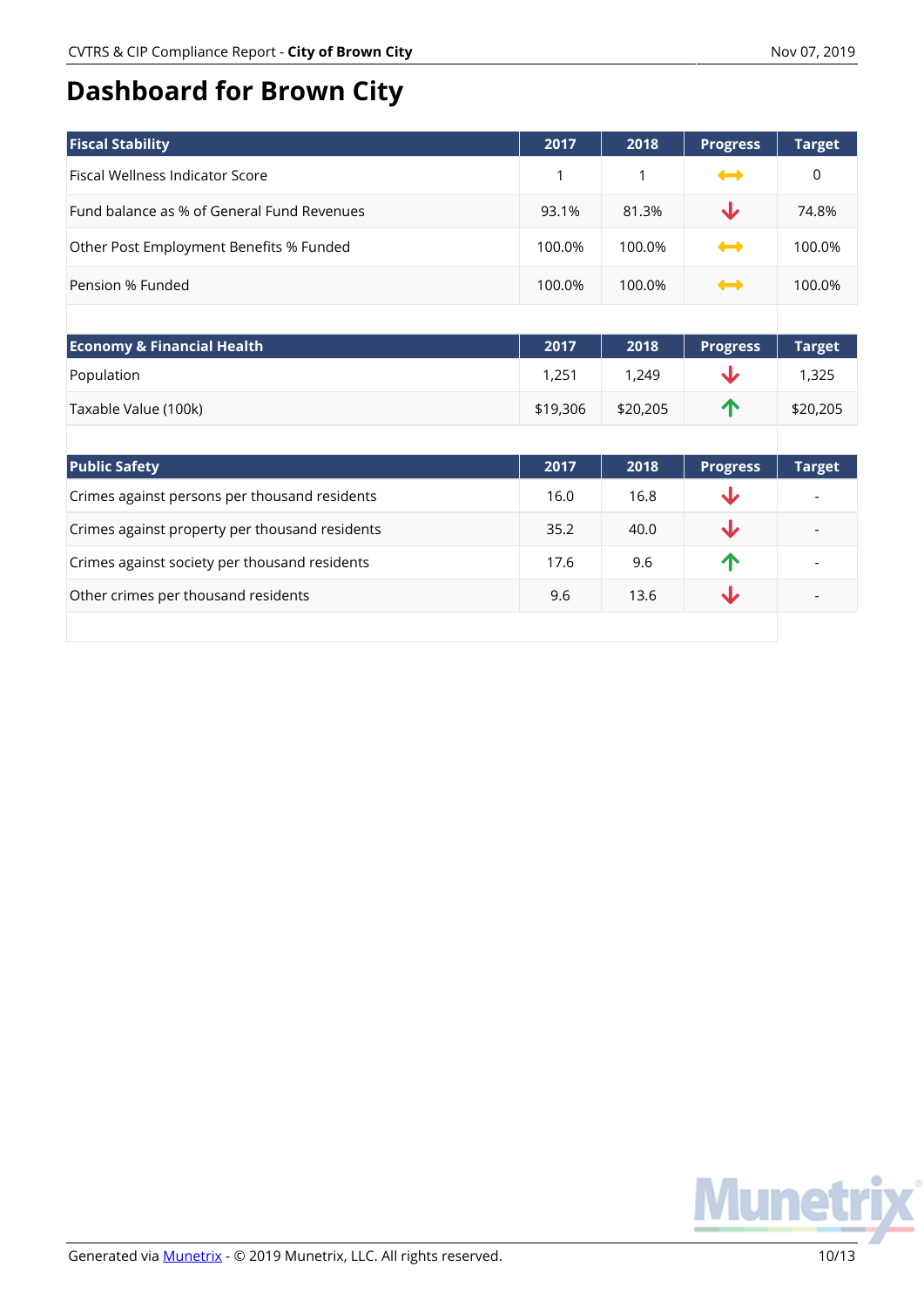# Dashboard for Brown City

| Fiscal Stability | 2017 | 2018 | Progress | Target |
|---|---|---|---|---|
| Fiscal Wellness Indicator Score | 1 | 1 | ↔ | 0 |
| Fund balance as % of General Fund Revenues | 93.1% | 81.3% | ↓ | 74.8% |
| Other Post Employment Benefits % Funded | 100.0% | 100.0% | ↔ | 100.0% |
| Pension % Funded | 100.0% | 100.0% | ↔ | 100.0% |

| Economy & Financial Health | 2017 | 2018 | Progress | Target |
|---|---|---|---|---|
| Population | 1,251 | 1,249 | ↓ | 1,325 |
| Taxable Value (100k) | $19,306 | $20,205 | ↑ | $20,205 |

| Public Safety | 2017 | 2018 | Progress | Target |
|---|---|---|---|---|
| Crimes against persons per thousand residents | 16.0 | 16.8 | ↓ | - |
| Crimes against property per thousand residents | 35.2 | 40.0 | ↓ | - |
| Crimes against society per thousand residents | 17.6 | 9.6 | ↑ | - |
| Other crimes per thousand residents | 9.6 | 13.6 | ↓ | - |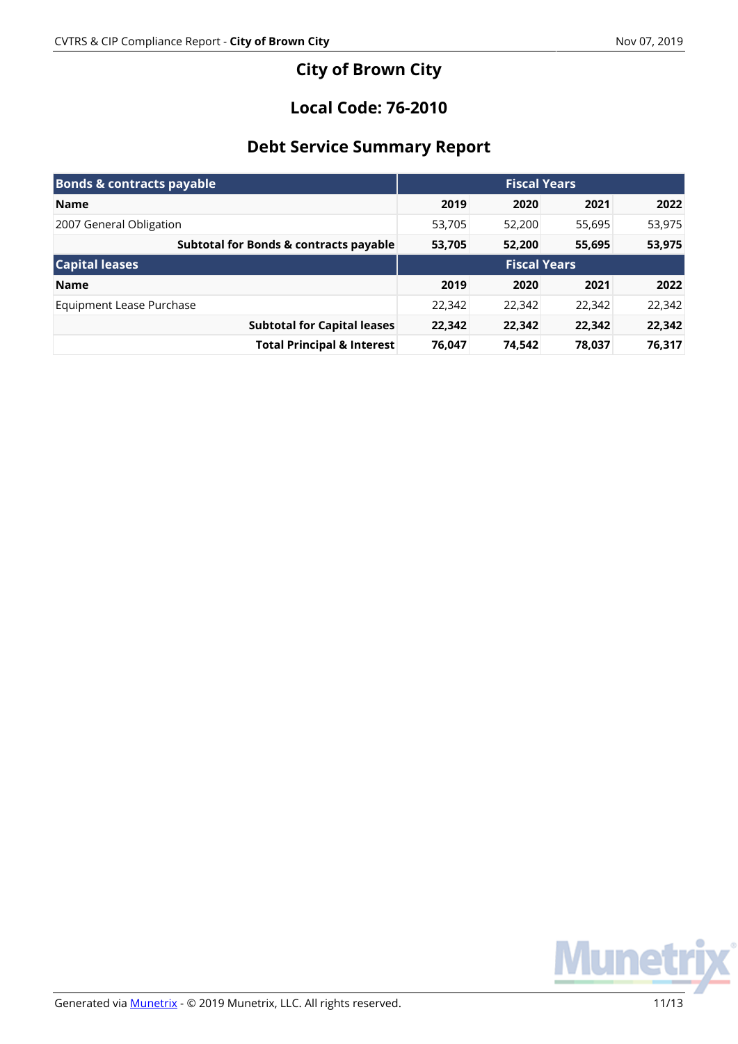# City of Brown City

## Local Code: 76-2010

## Debt Service Summary Report

| Bonds & contracts payable | Fiscal Years | | | |
|---|---|---|---|---|
| **Name** | **2019** | **2020** | **2021** | **2022** |
| 2007 General Obligation | 53,705 | 52,200 | 55,695 | 53,975 |
| **Subtotal for Bonds & contracts payable** | **53,705** | **52,200** | **55,695** | **53,975** |
| **Capital leases** | **Fiscal Years** | | | |
| **Name** | **2019** | **2020** | **2021** | **2022** |
| Equipment Lease Purchase | 22,342 | 22,342 | 22,342 | 22,342 |
| **Subtotal for Capital leases** | **22,342** | **22,342** | **22,342** | **22,342** |
| **Total Principal & Interest** | **76,047** | **74,542** | **78,037** | **76,317** |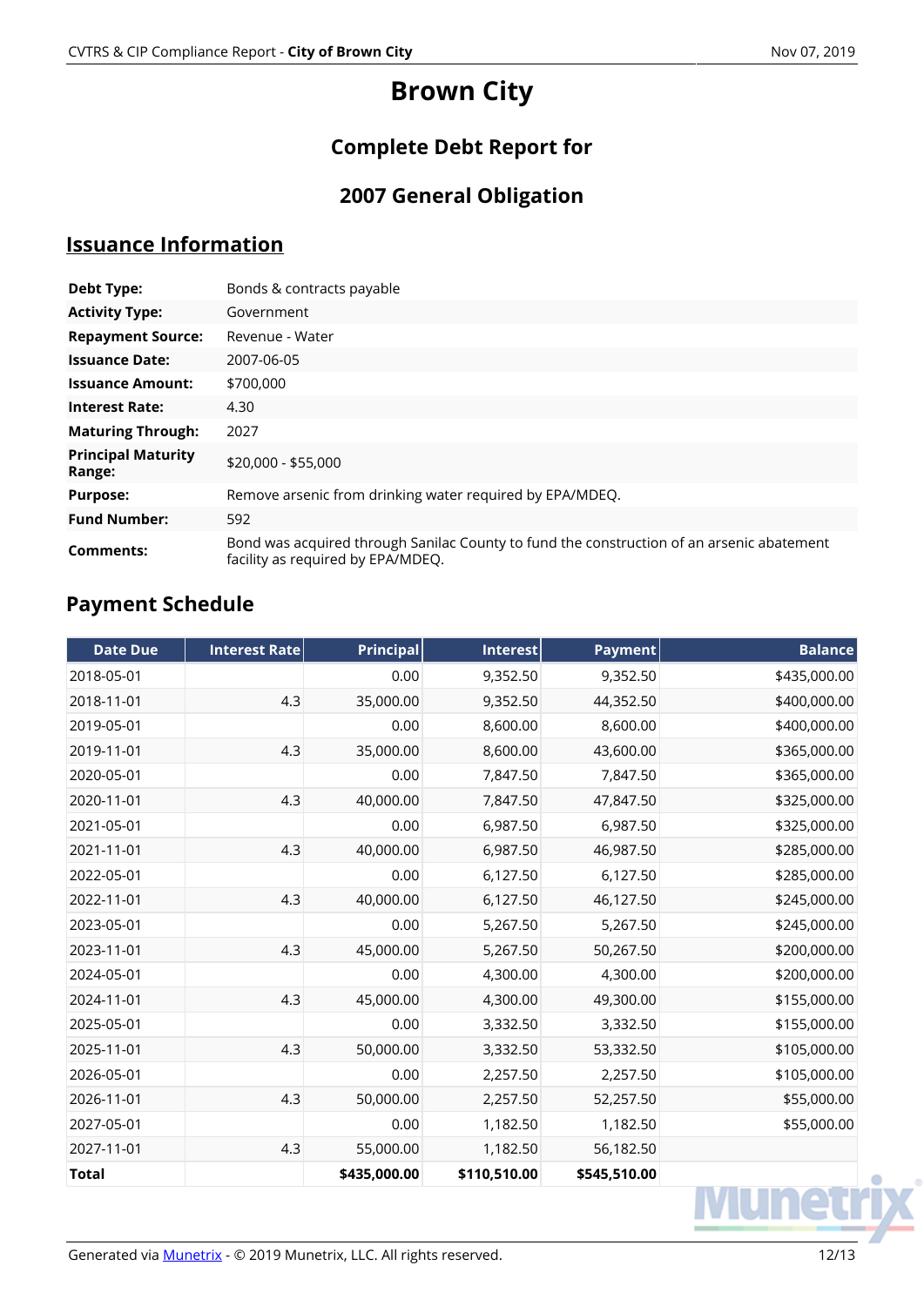# Brown City

## Complete Debt Report for

## 2007 General Obligation

## Issuance Information

| | |
|---|---|
| **Debt Type:** | Bonds & contracts payable |
| **Activity Type:** | Government |
| **Repayment Source:** | Revenue - Water |
| **Issuance Date:** | 2007-06-05 |
| **Issuance Amount:** | $700,000 |
| **Interest Rate:** | 4.30 |
| **Maturing Through:** | 2027 |
| **Principal Maturity Range:** | $20,000 - $55,000 |
| **Purpose:** | Remove arsenic from drinking water required by EPA/MDEQ. |
| **Fund Number:** | 592 |
| **Comments:** | Bond was acquired through Sanilac County to fund the construction of an arsenic abatement facility as required by EPA/MDEQ. |

## Payment Schedule

| Date Due | Interest Rate | Principal | Interest | Payment | Balance |
|---|---|---|---|---|---|
| 2018-05-01 | | 0.00 | 9,352.50 | 9,352.50 | $435,000.00 |
| 2018-11-01 | 4.3 | 35,000.00 | 9,352.50 | 44,352.50 | $400,000.00 |
| 2019-05-01 | | 0.00 | 8,600.00 | 8,600.00 | $400,000.00 |
| 2019-11-01 | 4.3 | 35,000.00 | 8,600.00 | 43,600.00 | $365,000.00 |
| 2020-05-01 | | 0.00 | 7,847.50 | 7,847.50 | $365,000.00 |
| 2020-11-01 | 4.3 | 40,000.00 | 7,847.50 | 47,847.50 | $325,000.00 |
| 2021-05-01 | | 0.00 | 6,987.50 | 6,987.50 | $325,000.00 |
| 2021-11-01 | 4.3 | 40,000.00 | 6,987.50 | 46,987.50 | $285,000.00 |
| 2022-05-01 | | 0.00 | 6,127.50 | 6,127.50 | $285,000.00 |
| 2022-11-01 | 4.3 | 40,000.00 | 6,127.50 | 46,127.50 | $245,000.00 |
| 2023-05-01 | | 0.00 | 5,267.50 | 5,267.50 | $245,000.00 |
| 2023-11-01 | 4.3 | 45,000.00 | 5,267.50 | 50,267.50 | $200,000.00 |
| 2024-05-01 | | 0.00 | 4,300.00 | 4,300.00 | $200,000.00 |
| 2024-11-01 | 4.3 | 45,000.00 | 4,300.00 | 49,300.00 | $155,000.00 |
| 2025-05-01 | | 0.00 | 3,332.50 | 3,332.50 | $155,000.00 |
| 2025-11-01 | 4.3 | 50,000.00 | 3,332.50 | 53,332.50 | $105,000.00 |
| 2026-05-01 | | 0.00 | 2,257.50 | 2,257.50 | $105,000.00 |
| 2026-11-01 | 4.3 | 50,000.00 | 2,257.50 | 52,257.50 | $55,000.00 |
| 2027-05-01 | | 0.00 | 1,182.50 | 1,182.50 | $55,000.00 |
| 2027-11-01 | 4.3 | 55,000.00 | 1,182.50 | 56,182.50 | |
| **Total** | | **$435,000.00** | **$110,510.00** | **$545,510.00** | |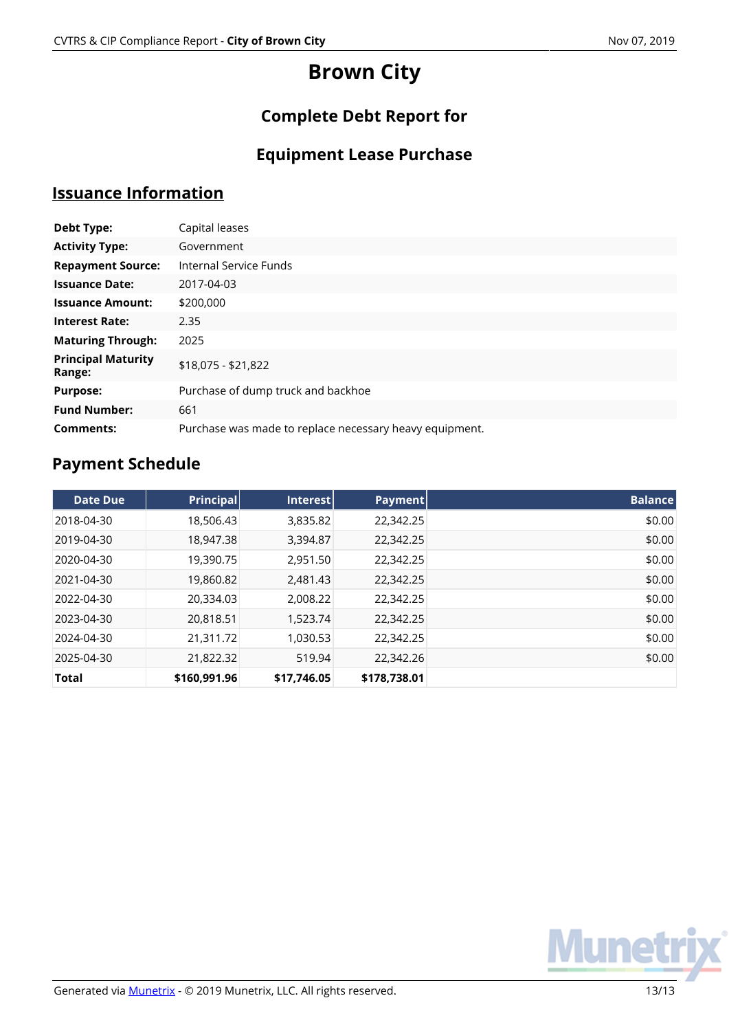# Brown City

## Complete Debt Report for

## Equipment Lease Purchase

## Issuance Information

| | |
|---|---|
| **Debt Type:** | Capital leases |
| **Activity Type:** | Government |
| **Repayment Source:** | Internal Service Funds |
| **Issuance Date:** | 2017-04-03 |
| **Issuance Amount:** | $200,000 |
| **Interest Rate:** | 2.35 |
| **Maturing Through:** | 2025 |
| **Principal Maturity Range:** | $18,075 - $21,822 |
| **Purpose:** | Purchase of dump truck and backhoe |
| **Fund Number:** | 661 |
| **Comments:** | Purchase was made to replace necessary heavy equipment. |

## Payment Schedule

| Date Due | Principal | Interest | Payment | Balance |
|---|---|---|---|---|
| 2018-04-30 | 18,506.43 | 3,835.82 | 22,342.25 | $0.00 |
| 2019-04-30 | 18,947.38 | 3,394.87 | 22,342.25 | $0.00 |
| 2020-04-30 | 19,390.75 | 2,951.50 | 22,342.25 | $0.00 |
| 2021-04-30 | 19,860.82 | 2,481.43 | 22,342.25 | $0.00 |
| 2022-04-30 | 20,334.03 | 2,008.22 | 22,342.25 | $0.00 |
| 2023-04-30 | 20,818.51 | 1,523.74 | 22,342.25 | $0.00 |
| 2024-04-30 | 21,311.72 | 1,030.53 | 22,342.25 | $0.00 |
| 2025-04-30 | 21,822.32 | 519.94 | 22,342.26 | $0.00 |
| **Total** | **$160,991.96** | **$17,746.05** | **$178,738.01** | |